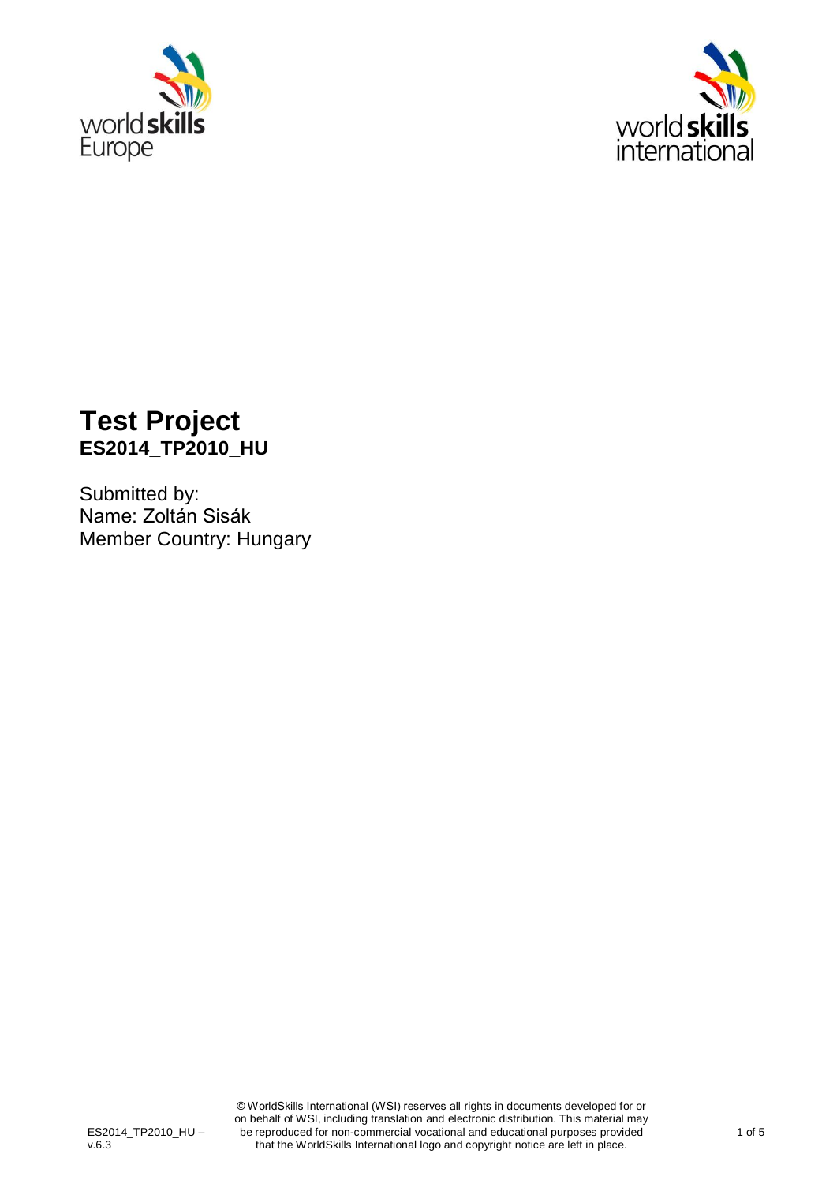# Test Project

**ES2014_TP2010_HU**

Submitted by:
Name: Zoltán Sisák
Member Country: Hungary

© WorldSkills International (WSI) reserves all rights in documents developed for or on behalf of WSI, including translation and electronic distribution. This material may be reproduced for non-commercial vocational and educational purposes provided that the WorldSkills International logo and copyright notice are left in place.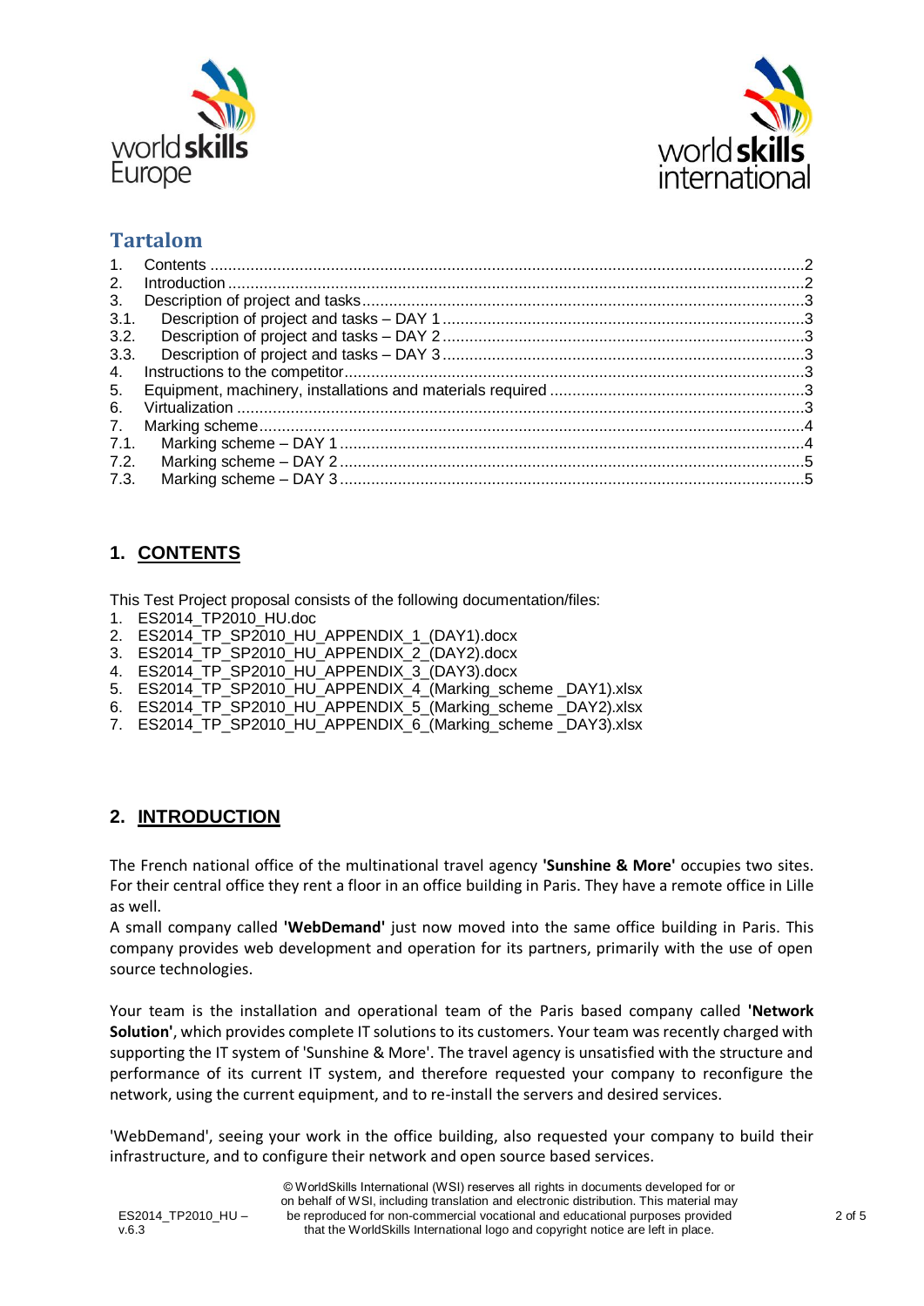## Tartalom

1. Contents ....................................................................................................................................2
2. Introduction ................................................................................................................................2
3. Description of project and tasks ..................................................................................................3
3.1. Description of project and tasks – DAY 1 ................................................................................3
3.2. Description of project and tasks – DAY 2 ................................................................................3
3.3. Description of project and tasks – DAY 3 ................................................................................3
4. Instructions to the competitor......................................................................................................3
5. Equipment, machinery, installations and materials required .........................................................3
6. Virtualization ..............................................................................................................................3
7. Marking scheme.........................................................................................................................4
7.1. Marking scheme – DAY 1 .......................................................................................................4
7.2. Marking scheme – DAY 2 .......................................................................................................5
7.3. Marking scheme – DAY 3 .......................................................................................................5

## 1. CONTENTS

This Test Project proposal consists of the following documentation/files:

1. ES2014_TP2010_HU.doc
2. ES2014_TP_SP2010_HU_APPENDIX_1_(DAY1).docx
3. ES2014_TP_SP2010_HU_APPENDIX_2_(DAY2).docx
4. ES2014_TP_SP2010_HU_APPENDIX_3_(DAY3).docx
5. ES2014_TP_SP2010_HU_APPENDIX_4_(Marking_scheme _DAY1).xlsx
6. ES2014_TP_SP2010_HU_APPENDIX_5_(Marking_scheme _DAY2).xlsx
7. ES2014_TP_SP2010_HU_APPENDIX_6_(Marking_scheme _DAY3).xlsx

## 2. INTRODUCTION

The French national office of the multinational travel agency **'Sunshine & More'** occupies two sites. For their central office they rent a floor in an office building in Paris. They have a remote office in Lille as well.

A small company called **'WebDemand'** just now moved into the same office building in Paris. This company provides web development and operation for its partners, primarily with the use of open source technologies.

Your team is the installation and operational team of the Paris based company called **'Network Solution'**, which provides complete IT solutions to its customers. Your team was recently charged with supporting the IT system of 'Sunshine & More'. The travel agency is unsatisfied with the structure and performance of its current IT system, and therefore requested your company to reconfigure the network, using the current equipment, and to re-install the servers and desired services.

'WebDemand', seeing your work in the office building, also requested your company to build their infrastructure, and to configure their network and open source based services.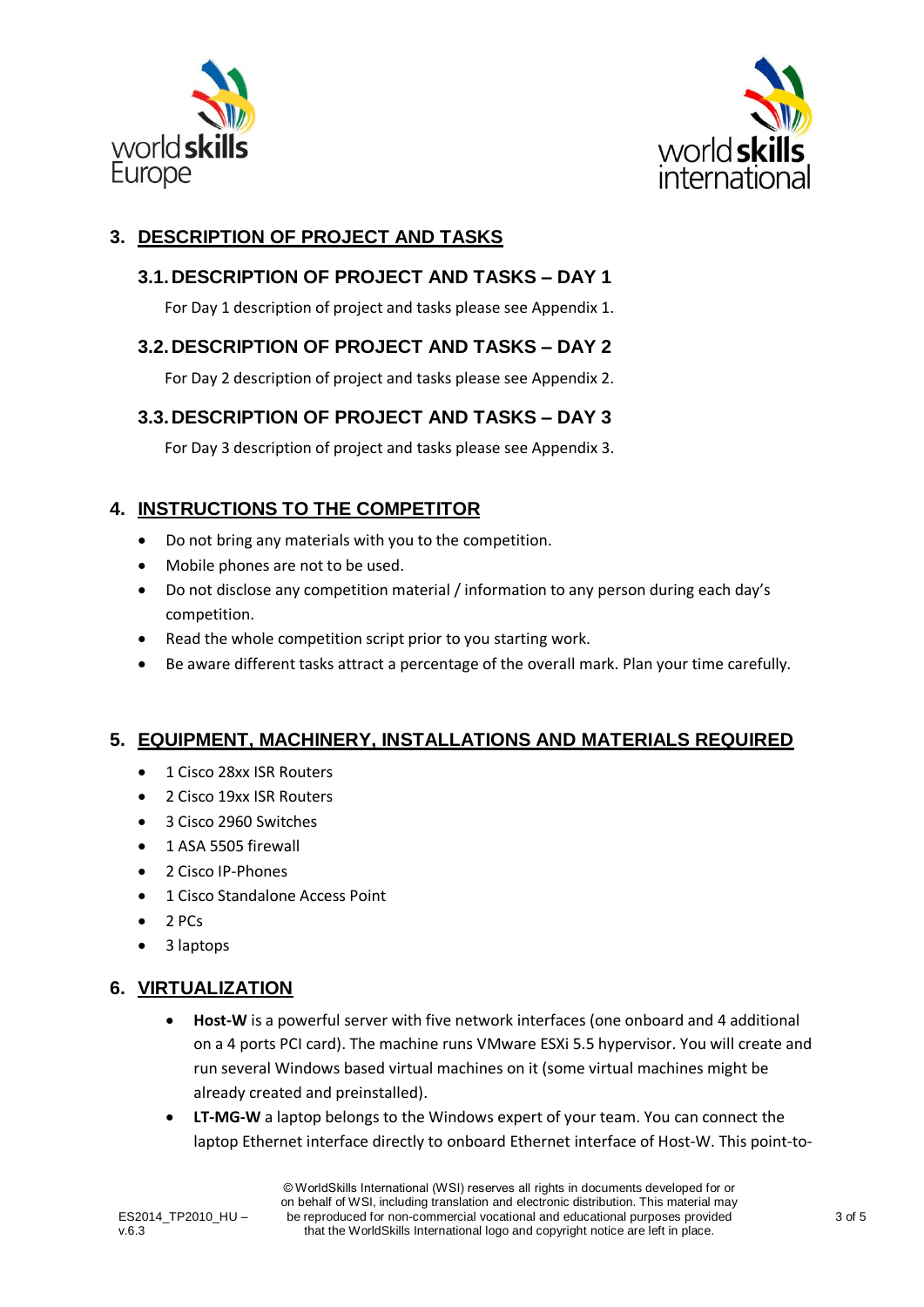## 3. DESCRIPTION OF PROJECT AND TASKS

### 3.1. DESCRIPTION OF PROJECT AND TASKS – DAY 1

For Day 1 description of project and tasks please see Appendix 1.

### 3.2. DESCRIPTION OF PROJECT AND TASKS – DAY 2

For Day 2 description of project and tasks please see Appendix 2.

### 3.3. DESCRIPTION OF PROJECT AND TASKS – DAY 3

For Day 3 description of project and tasks please see Appendix 3.

## 4. INSTRUCTIONS TO THE COMPETITOR

- Do not bring any materials with you to the competition.
- Mobile phones are not to be used.
- Do not disclose any competition material / information to any person during each day's competition.
- Read the whole competition script prior to you starting work.
- Be aware different tasks attract a percentage of the overall mark. Plan your time carefully.

## 5. EQUIPMENT, MACHINERY, INSTALLATIONS AND MATERIALS REQUIRED

- 1 Cisco 28xx ISR Routers
- 2 Cisco 19xx ISR Routers
- 3 Cisco 2960 Switches
- 1 ASA 5505 firewall
- 2 Cisco IP-Phones
- 1 Cisco Standalone Access Point
- 2 PCs
- 3 laptops

## 6. VIRTUALIZATION

- **Host-W** is a powerful server with five network interfaces (one onboard and 4 additional on a 4 ports PCI card). The machine runs VMware ESXi 5.5 hypervisor. You will create and run several Windows based virtual machines on it (some virtual machines might be already created and preinstalled).
- **LT-MG-W** a laptop belongs to the Windows expert of your team. You can connect the laptop Ethernet interface directly to onboard Ethernet interface of Host-W. This point-to-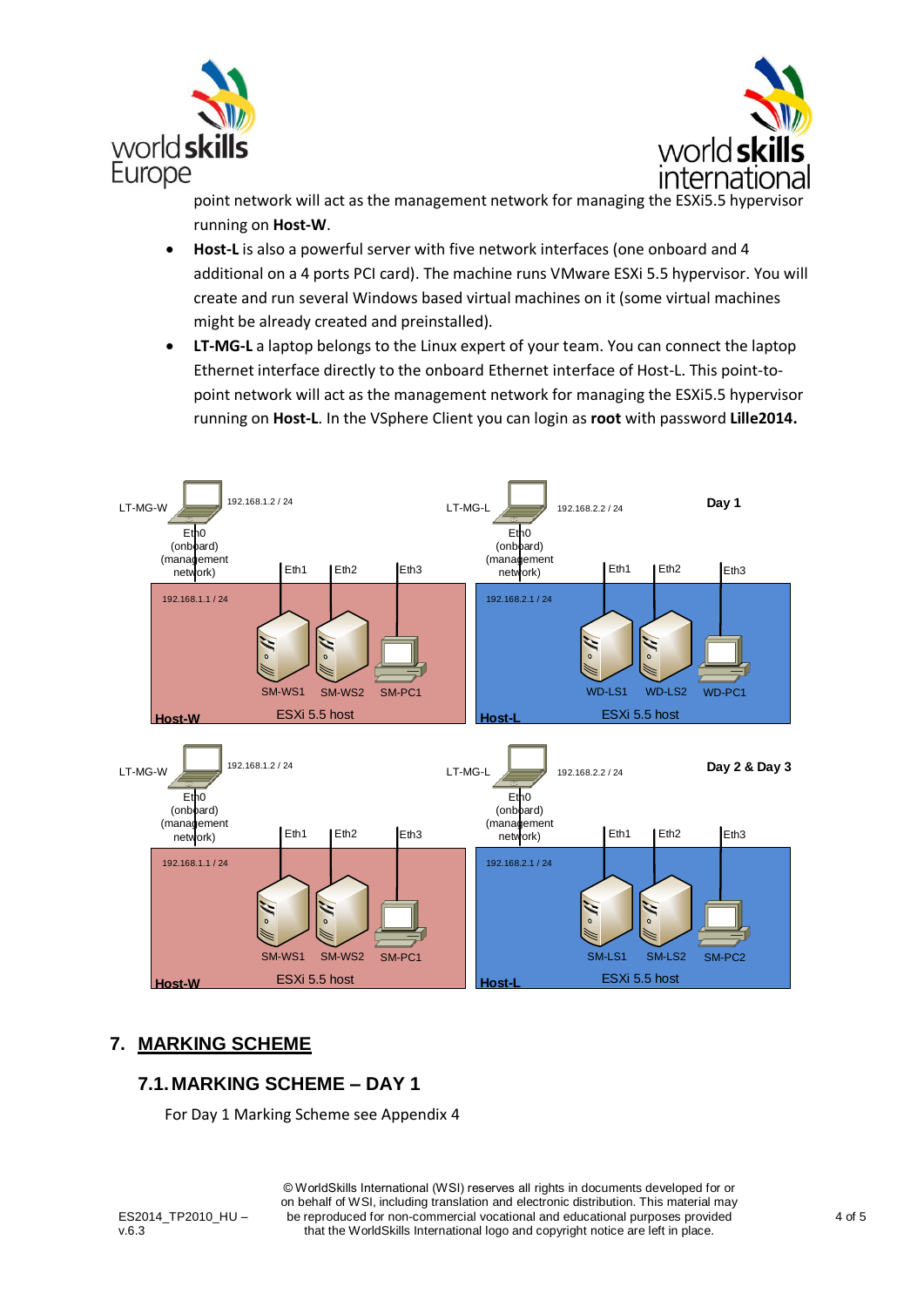point network will act as the management network for managing the ESXi5.5 hypervisor running on **Host-W**.

- **Host-L** is also a powerful server with five network interfaces (one onboard and 4 additional on a 4 ports PCI card). The machine runs VMware ESXi 5.5 hypervisor. You will create and run several Windows based virtual machines on it (some virtual machines might be already created and preinstalled).
- **LT-MG-L** a laptop belongs to the Linux expert of your team. You can connect the laptop Ethernet interface directly to the onboard Ethernet interface of Host-L. This point-to-point network will act as the management network for managing the ESXi5.5 hypervisor running on **Host-L**. In the VSphere Client you can login as **root** with password **Lille2014.**

LT-MG-W 192.168.1.2 / 24 LT-MG-L 192.168.2.2 / 24 **Day 1**

Eth0 (onboard) (management network) Eth1 Eth2 Eth3

192.168.1.1 / 24 SM-WS1 SM-WS2 SM-PC1 **Host-W** ESXi 5.5 host

192.168.2.1 / 24 WD-LS1 WD-LS2 WD-PC1 **Host-L** ESXi 5.5 host

LT-MG-W 192.168.1.2 / 24 LT-MG-L 192.168.2.2 / 24 **Day 2 & Day 3**

Eth0 (onboard) (management network) Eth1 Eth2 Eth3

192.168.1.1 / 24 SM-WS1 SM-WS2 SM-PC1 **Host-W** ESXi 5.5 host

192.168.2.1 / 24 SM-LS1 SM-LS2 SM-PC2 **Host-L** ESXi 5.5 host

## 7. MARKING SCHEME

### 7.1. MARKING SCHEME – DAY 1

For Day 1 Marking Scheme see Appendix 4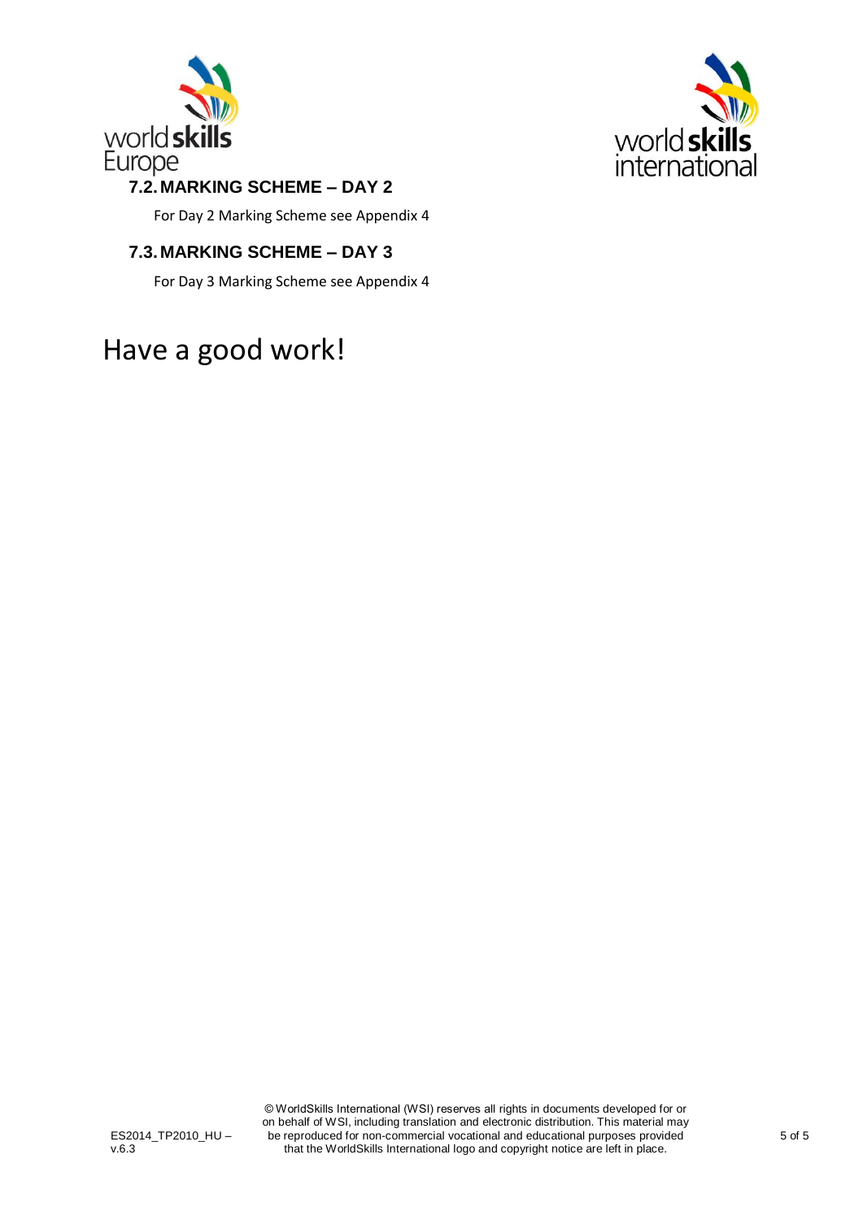### 7.2. MARKING SCHEME – DAY 2

For Day 2 Marking Scheme see Appendix 4

### 7.3. MARKING SCHEME – DAY 3

For Day 3 Marking Scheme see Appendix 4

# Have a good work!